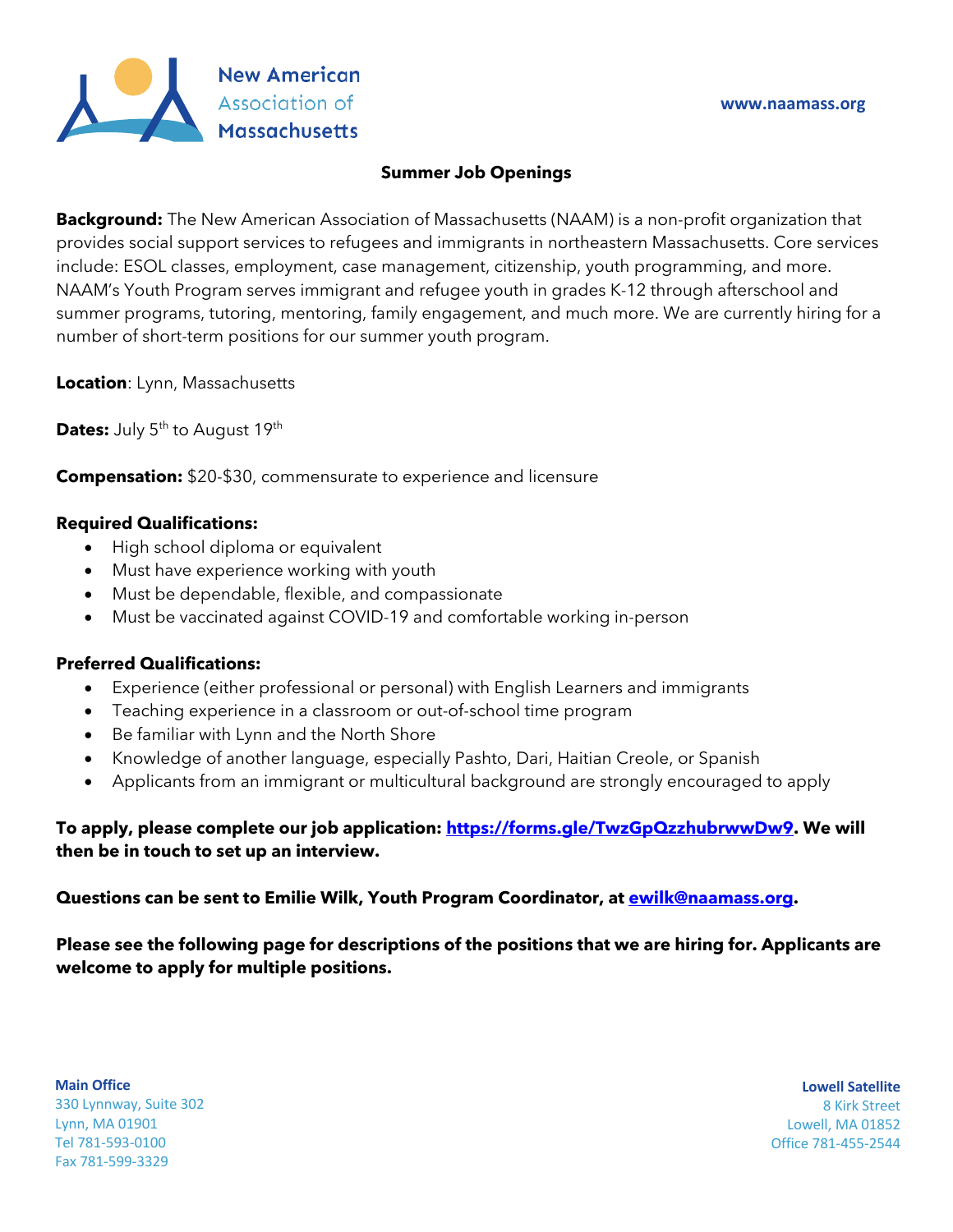New American Association of Massachusetts

www.naamass.org

## Summer Job Openings

**Background:** The New American Association of Massachusetts (NAAM) is a non-profit organization that provides social support services to refugees and immigrants in northeastern Massachusetts. Core services include: ESOL classes, employment, case management, citizenship, youth programming, and more. NAAM's Youth Program serves immigrant and refugee youth in grades K-12 through afterschool and summer programs, tutoring, mentoring, family engagement, and much more. We are currently hiring for a number of short-term positions for our summer youth program.

**Location**: Lynn, Massachusetts

**Dates:** July 5th to August 19th

**Compensation:** $20-$30, commensurate to experience and licensure

**Required Qualifications:**

- High school diploma or equivalent
- Must have experience working with youth
- Must be dependable, flexible, and compassionate
- Must be vaccinated against COVID-19 and comfortable working in-person

**Preferred Qualifications:**

- Experience (either professional or personal) with English Learners and immigrants
- Teaching experience in a classroom or out-of-school time program
- Be familiar with Lynn and the North Shore
- Knowledge of another language, especially Pashto, Dari, Haitian Creole, or Spanish
- Applicants from an immigrant or multicultural background are strongly encouraged to apply

**To apply, please complete our job application: [https://forms.gle/TwzGpQzzhubrwwDw9](https://forms.gle/TwzGpQzzhubrwwDw9). We will then be in touch to set up an interview.**

**Questions can be sent to Emilie Wilk, Youth Program Coordinator, at [ewilk@naamass.org](mailto:ewilk@naamass.org).**

**Please see the following page for descriptions of the positions that we are hiring for. Applicants are welcome to apply for multiple positions.**

**Main Office**
330 Lynnway, Suite 302
Lynn, MA 01901
Tel 781-593-0100
Fax 781-599-3329

**Lowell Satellite**
8 Kirk Street
Lowell, MA 01852
Office 781-455-2544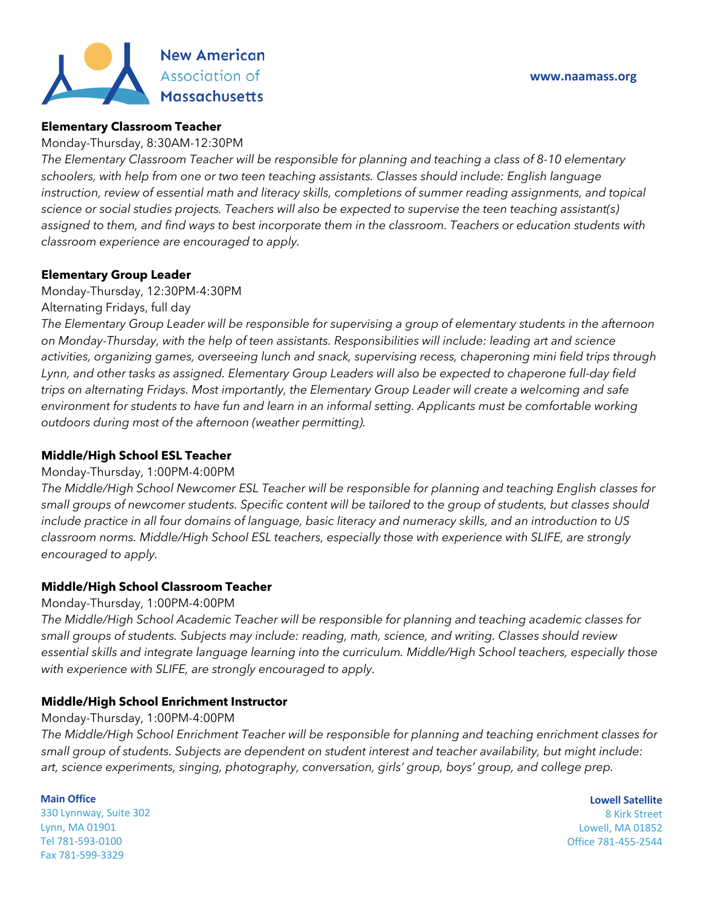**Elementary Classroom Teacher**

Monday-Thursday, 8:30AM-12:30PM

*The Elementary Classroom Teacher will be responsible for planning and teaching a class of 8-10 elementary schoolers, with help from one or two teen teaching assistants. Classes should include: English language instruction, review of essential math and literacy skills, completions of summer reading assignments, and topical science or social studies projects. Teachers will also be expected to supervise the teen teaching assistant(s) assigned to them, and find ways to best incorporate them in the classroom. Teachers or education students with classroom experience are encouraged to apply.*

**Elementary Group Leader**

Monday-Thursday, 12:30PM-4:30PM

Alternating Fridays, full day

*The Elementary Group Leader will be responsible for supervising a group of elementary students in the afternoon on Monday-Thursday, with the help of teen assistants. Responsibilities will include: leading art and science activities, organizing games, overseeing lunch and snack, supervising recess, chaperoning mini field trips through Lynn, and other tasks as assigned. Elementary Group Leaders will also be expected to chaperone full-day field trips on alternating Fridays. Most importantly, the Elementary Group Leader will create a welcoming and safe environment for students to have fun and learn in an informal setting. Applicants must be comfortable working outdoors during most of the afternoon (weather permitting).*

**Middle/High School ESL Teacher**

Monday-Thursday, 1:00PM-4:00PM

*The Middle/High School Newcomer ESL Teacher will be responsible for planning and teaching English classes for small groups of newcomer students. Specific content will be tailored to the group of students, but classes should include practice in all four domains of language, basic literacy and numeracy skills, and an introduction to US classroom norms. Middle/High School ESL teachers, especially those with experience with SLIFE, are strongly encouraged to apply.*

**Middle/High School Classroom Teacher**

Monday-Thursday, 1:00PM-4:00PM

*The Middle/High School Academic Teacher will be responsible for planning and teaching academic classes for small groups of students. Subjects may include: reading, math, science, and writing. Classes should review essential skills and integrate language learning into the curriculum. Middle/High School teachers, especially those with experience with SLIFE, are strongly encouraged to apply.*

**Middle/High School Enrichment Instructor**

Monday-Thursday, 1:00PM-4:00PM

*The Middle/High School Enrichment Teacher will be responsible for planning and teaching enrichment classes for small group of students. Subjects are dependent on student interest and teacher availability, but might include: art, science experiments, singing, photography, conversation, girls' group, boys' group, and college prep.*